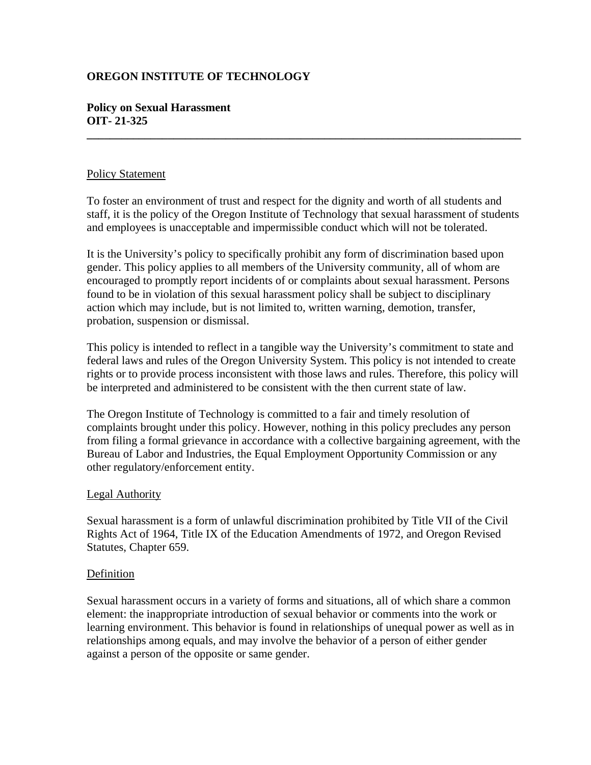# OREGON INSTITUTE OF TECHNOLOGY

**Policy on Sexual Harassment**
**OIT- 21-325**

---

## Policy Statement

To foster an environment of trust and respect for the dignity and worth of all students and staff, it is the policy of the Oregon Institute of Technology that sexual harassment of students and employees is unacceptable and impermissible conduct which will not be tolerated.

It is the University's policy to specifically prohibit any form of discrimination based upon gender. This policy applies to all members of the University community, all of whom are encouraged to promptly report incidents of or complaints about sexual harassment. Persons found to be in violation of this sexual harassment policy shall be subject to disciplinary action which may include, but is not limited to, written warning, demotion, transfer, probation, suspension or dismissal.

This policy is intended to reflect in a tangible way the University's commitment to state and federal laws and rules of the Oregon University System. This policy is not intended to create rights or to provide process inconsistent with those laws and rules. Therefore, this policy will be interpreted and administered to be consistent with the then current state of law.

The Oregon Institute of Technology is committed to a fair and timely resolution of complaints brought under this policy. However, nothing in this policy precludes any person from filing a formal grievance in accordance with a collective bargaining agreement, with the Bureau of Labor and Industries, the Equal Employment Opportunity Commission or any other regulatory/enforcement entity.

## Legal Authority

Sexual harassment is a form of unlawful discrimination prohibited by Title VII of the Civil Rights Act of 1964, Title IX of the Education Amendments of 1972, and Oregon Revised Statutes, Chapter 659.

## Definition

Sexual harassment occurs in a variety of forms and situations, all of which share a common element: the inappropriate introduction of sexual behavior or comments into the work or learning environment. This behavior is found in relationships of unequal power as well as in relationships among equals, and may involve the behavior of a person of either gender against a person of the opposite or same gender.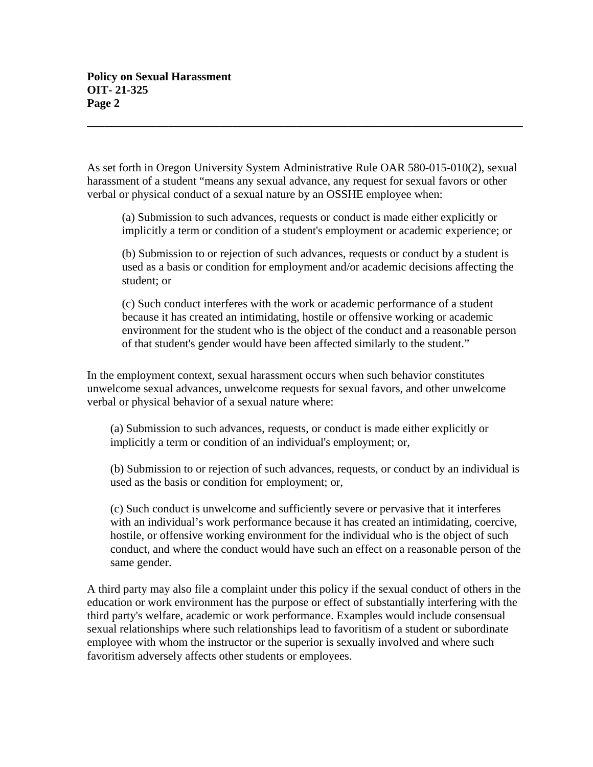As set forth in Oregon University System Administrative Rule OAR 580-015-010(2), sexual harassment of a student "means any sexual advance, any request for sexual favors or other verbal or physical conduct of a sexual nature by an OSSHE employee when:

> (a) Submission to such advances, requests or conduct is made either explicitly or implicitly a term or condition of a student's employment or academic experience; or
>
> (b) Submission to or rejection of such advances, requests or conduct by a student is used as a basis or condition for employment and/or academic decisions affecting the student; or
>
> (c) Such conduct interferes with the work or academic performance of a student because it has created an intimidating, hostile or offensive working or academic environment for the student who is the object of the conduct and a reasonable person of that student's gender would have been affected similarly to the student."

In the employment context, sexual harassment occurs when such behavior constitutes unwelcome sexual advances, unwelcome requests for sexual favors, and other unwelcome verbal or physical behavior of a sexual nature where:

> (a) Submission to such advances, requests, or conduct is made either explicitly or implicitly a term or condition of an individual's employment; or,
>
> (b) Submission to or rejection of such advances, requests, or conduct by an individual is used as the basis or condition for employment; or,
>
> (c) Such conduct is unwelcome and sufficiently severe or pervasive that it interferes with an individual's work performance because it has created an intimidating, coercive, hostile, or offensive working environment for the individual who is the object of such conduct, and where the conduct would have such an effect on a reasonable person of the same gender.

A third party may also file a complaint under this policy if the sexual conduct of others in the education or work environment has the purpose or effect of substantially interfering with the third party's welfare, academic or work performance. Examples would include consensual sexual relationships where such relationships lead to favoritism of a student or subordinate employee with whom the instructor or the superior is sexually involved and where such favoritism adversely affects other students or employees.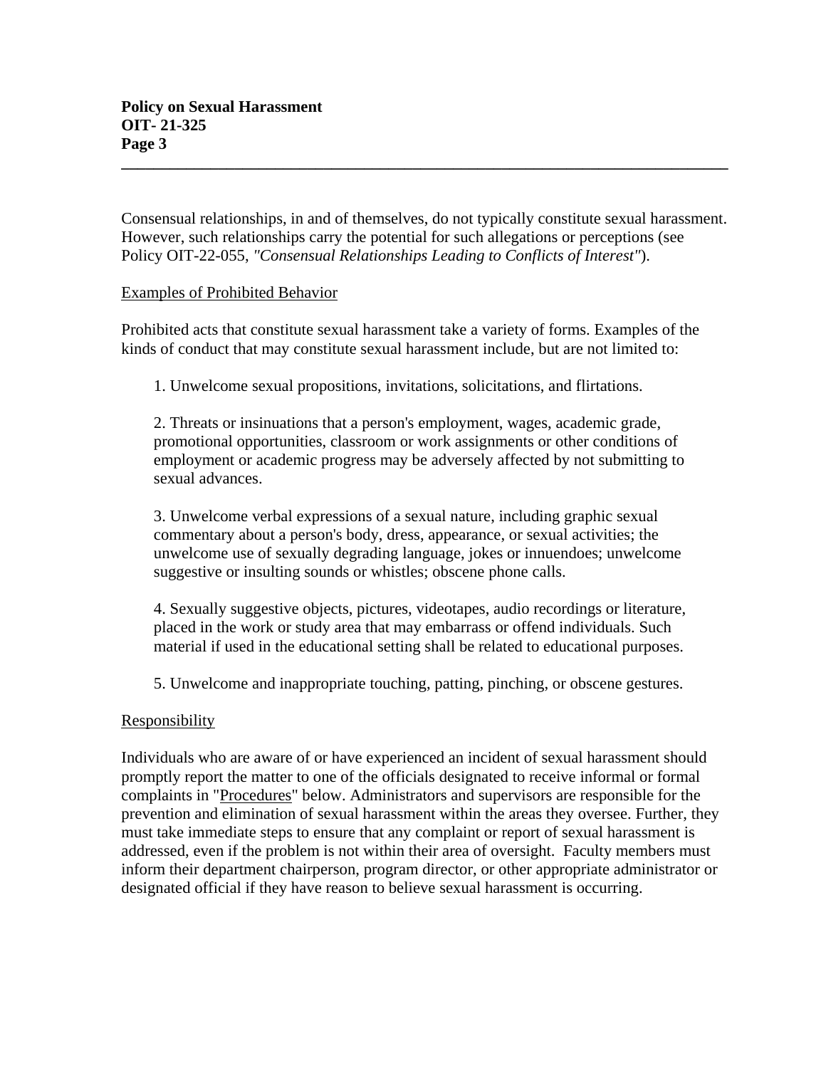Consensual relationships, in and of themselves, do not typically constitute sexual harassment. However, such relationships carry the potential for such allegations or perceptions (see Policy OIT-22-055, *"Consensual Relationships Leading to Conflicts of Interest"*).

Examples of Prohibited Behavior

Prohibited acts that constitute sexual harassment take a variety of forms. Examples of the kinds of conduct that may constitute sexual harassment include, but are not limited to:

1. Unwelcome sexual propositions, invitations, solicitations, and flirtations.

2. Threats or insinuations that a person's employment, wages, academic grade, promotional opportunities, classroom or work assignments or other conditions of employment or academic progress may be adversely affected by not submitting to sexual advances.

3. Unwelcome verbal expressions of a sexual nature, including graphic sexual commentary about a person's body, dress, appearance, or sexual activities; the unwelcome use of sexually degrading language, jokes or innuendoes; unwelcome suggestive or insulting sounds or whistles; obscene phone calls.

4. Sexually suggestive objects, pictures, videotapes, audio recordings or literature, placed in the work or study area that may embarrass or offend individuals. Such material if used in the educational setting shall be related to educational purposes.

5. Unwelcome and inappropriate touching, patting, pinching, or obscene gestures.

Responsibility

Individuals who are aware of or have experienced an incident of sexual harassment should promptly report the matter to one of the officials designated to receive informal or formal complaints in "Procedures" below. Administrators and supervisors are responsible for the prevention and elimination of sexual harassment within the areas they oversee. Further, they must take immediate steps to ensure that any complaint or report of sexual harassment is addressed, even if the problem is not within their area of oversight. Faculty members must inform their department chairperson, program director, or other appropriate administrator or designated official if they have reason to believe sexual harassment is occurring.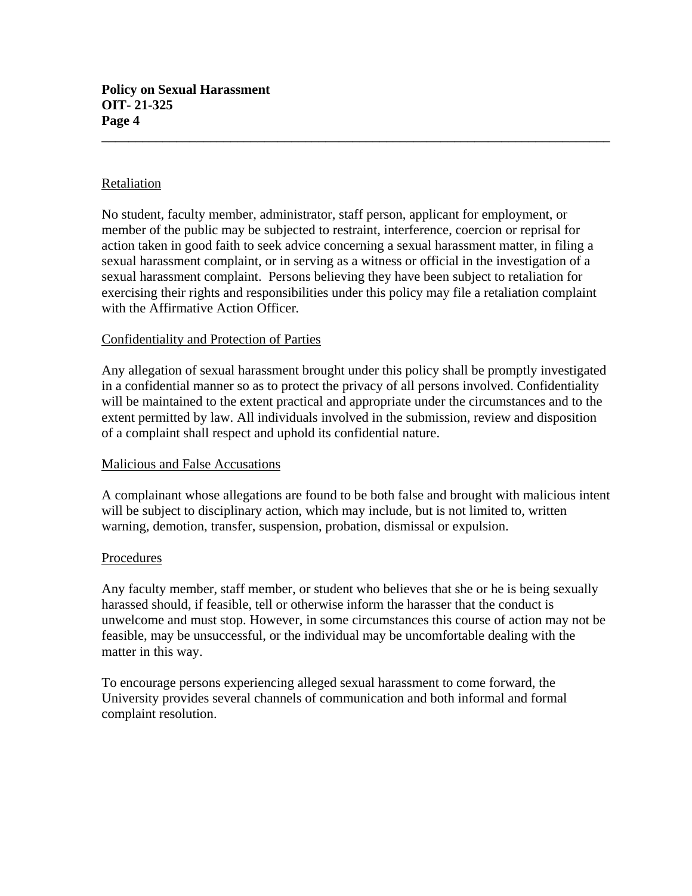## Retaliation

No student, faculty member, administrator, staff person, applicant for employment, or member of the public may be subjected to restraint, interference, coercion or reprisal for action taken in good faith to seek advice concerning a sexual harassment matter, in filing a sexual harassment complaint, or in serving as a witness or official in the investigation of a sexual harassment complaint. Persons believing they have been subject to retaliation for exercising their rights and responsibilities under this policy may file a retaliation complaint with the Affirmative Action Officer.

## Confidentiality and Protection of Parties

Any allegation of sexual harassment brought under this policy shall be promptly investigated in a confidential manner so as to protect the privacy of all persons involved. Confidentiality will be maintained to the extent practical and appropriate under the circumstances and to the extent permitted by law. All individuals involved in the submission, review and disposition of a complaint shall respect and uphold its confidential nature.

## Malicious and False Accusations

A complainant whose allegations are found to be both false and brought with malicious intent will be subject to disciplinary action, which may include, but is not limited to, written warning, demotion, transfer, suspension, probation, dismissal or expulsion.

## Procedures

Any faculty member, staff member, or student who believes that she or he is being sexually harassed should, if feasible, tell or otherwise inform the harasser that the conduct is unwelcome and must stop. However, in some circumstances this course of action may not be feasible, may be unsuccessful, or the individual may be uncomfortable dealing with the matter in this way.

To encourage persons experiencing alleged sexual harassment to come forward, the University provides several channels of communication and both informal and formal complaint resolution.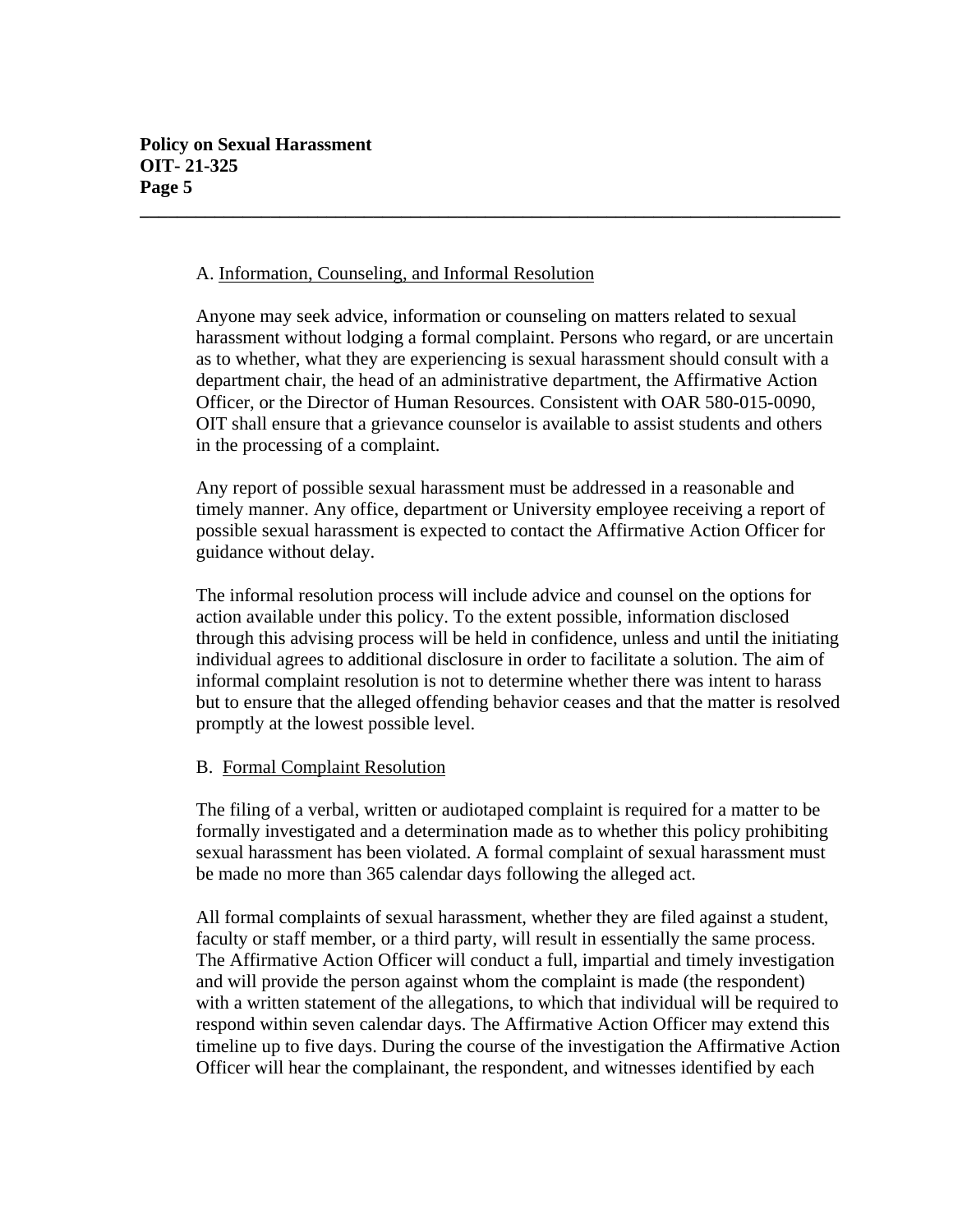A. Information, Counseling, and Informal Resolution

Anyone may seek advice, information or counseling on matters related to sexual harassment without lodging a formal complaint. Persons who regard, or are uncertain as to whether, what they are experiencing is sexual harassment should consult with a department chair, the head of an administrative department, the Affirmative Action Officer, or the Director of Human Resources. Consistent with OAR 580-015-0090, OIT shall ensure that a grievance counselor is available to assist students and others in the processing of a complaint.

Any report of possible sexual harassment must be addressed in a reasonable and timely manner. Any office, department or University employee receiving a report of possible sexual harassment is expected to contact the Affirmative Action Officer for guidance without delay.

The informal resolution process will include advice and counsel on the options for action available under this policy. To the extent possible, information disclosed through this advising process will be held in confidence, unless and until the initiating individual agrees to additional disclosure in order to facilitate a solution. The aim of informal complaint resolution is not to determine whether there was intent to harass but to ensure that the alleged offending behavior ceases and that the matter is resolved promptly at the lowest possible level.

B. Formal Complaint Resolution

The filing of a verbal, written or audiotaped complaint is required for a matter to be formally investigated and a determination made as to whether this policy prohibiting sexual harassment has been violated. A formal complaint of sexual harassment must be made no more than 365 calendar days following the alleged act.

All formal complaints of sexual harassment, whether they are filed against a student, faculty or staff member, or a third party, will result in essentially the same process. The Affirmative Action Officer will conduct a full, impartial and timely investigation and will provide the person against whom the complaint is made (the respondent) with a written statement of the allegations, to which that individual will be required to respond within seven calendar days. The Affirmative Action Officer may extend this timeline up to five days. During the course of the investigation the Affirmative Action Officer will hear the complainant, the respondent, and witnesses identified by each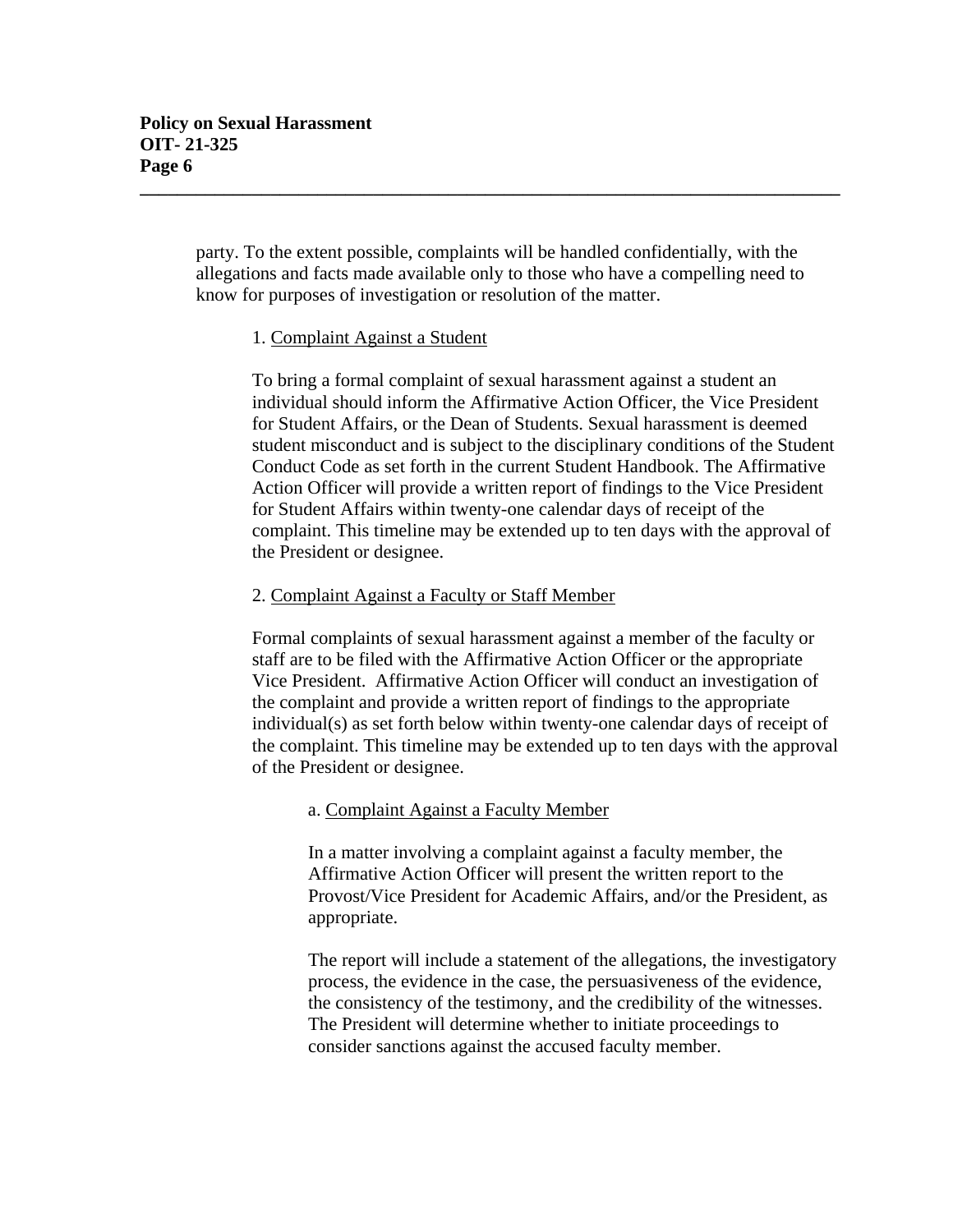party. To the extent possible, complaints will be handled confidentially, with the allegations and facts made available only to those who have a compelling need to know for purposes of investigation or resolution of the matter.

1. <u>Complaint Against a Student</u>

To bring a formal complaint of sexual harassment against a student an individual should inform the Affirmative Action Officer, the Vice President for Student Affairs, or the Dean of Students. Sexual harassment is deemed student misconduct and is subject to the disciplinary conditions of the Student Conduct Code as set forth in the current Student Handbook. The Affirmative Action Officer will provide a written report of findings to the Vice President for Student Affairs within twenty-one calendar days of receipt of the complaint. This timeline may be extended up to ten days with the approval of the President or designee.

2. <u>Complaint Against a Faculty or Staff Member</u>

Formal complaints of sexual harassment against a member of the faculty or staff are to be filed with the Affirmative Action Officer or the appropriate Vice President. Affirmative Action Officer will conduct an investigation of the complaint and provide a written report of findings to the appropriate individual(s) as set forth below within twenty-one calendar days of receipt of the complaint. This timeline may be extended up to ten days with the approval of the President or designee.

a. <u>Complaint Against a Faculty Member</u>

In a matter involving a complaint against a faculty member, the Affirmative Action Officer will present the written report to the Provost/Vice President for Academic Affairs, and/or the President, as appropriate.

The report will include a statement of the allegations, the investigatory process, the evidence in the case, the persuasiveness of the evidence, the consistency of the testimony, and the credibility of the witnesses. The President will determine whether to initiate proceedings to consider sanctions against the accused faculty member.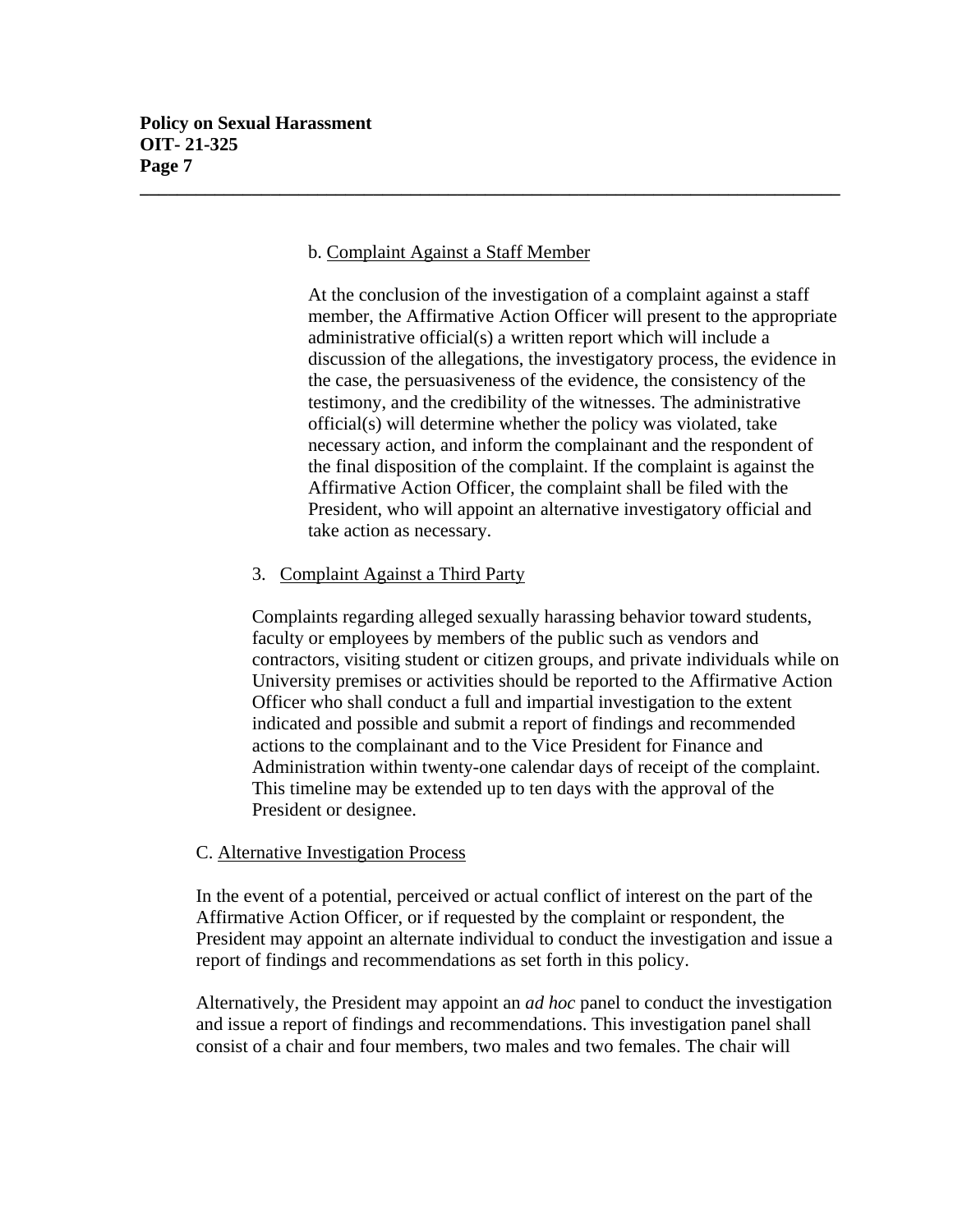b. Complaint Against a Staff Member

At the conclusion of the investigation of a complaint against a staff member, the Affirmative Action Officer will present to the appropriate administrative official(s) a written report which will include a discussion of the allegations, the investigatory process, the evidence in the case, the persuasiveness of the evidence, the consistency of the testimony, and the credibility of the witnesses. The administrative official(s) will determine whether the policy was violated, take necessary action, and inform the complainant and the respondent of the final disposition of the complaint. If the complaint is against the Affirmative Action Officer, the complaint shall be filed with the President, who will appoint an alternative investigatory official and take action as necessary.

3. Complaint Against a Third Party

Complaints regarding alleged sexually harassing behavior toward students, faculty or employees by members of the public such as vendors and contractors, visiting student or citizen groups, and private individuals while on University premises or activities should be reported to the Affirmative Action Officer who shall conduct a full and impartial investigation to the extent indicated and possible and submit a report of findings and recommended actions to the complainant and to the Vice President for Finance and Administration within twenty-one calendar days of receipt of the complaint. This timeline may be extended up to ten days with the approval of the President or designee.

C. Alternative Investigation Process

In the event of a potential, perceived or actual conflict of interest on the part of the Affirmative Action Officer, or if requested by the complaint or respondent, the President may appoint an alternate individual to conduct the investigation and issue a report of findings and recommendations as set forth in this policy.

Alternatively, the President may appoint an *ad hoc* panel to conduct the investigation and issue a report of findings and recommendations. This investigation panel shall consist of a chair and four members, two males and two females. The chair will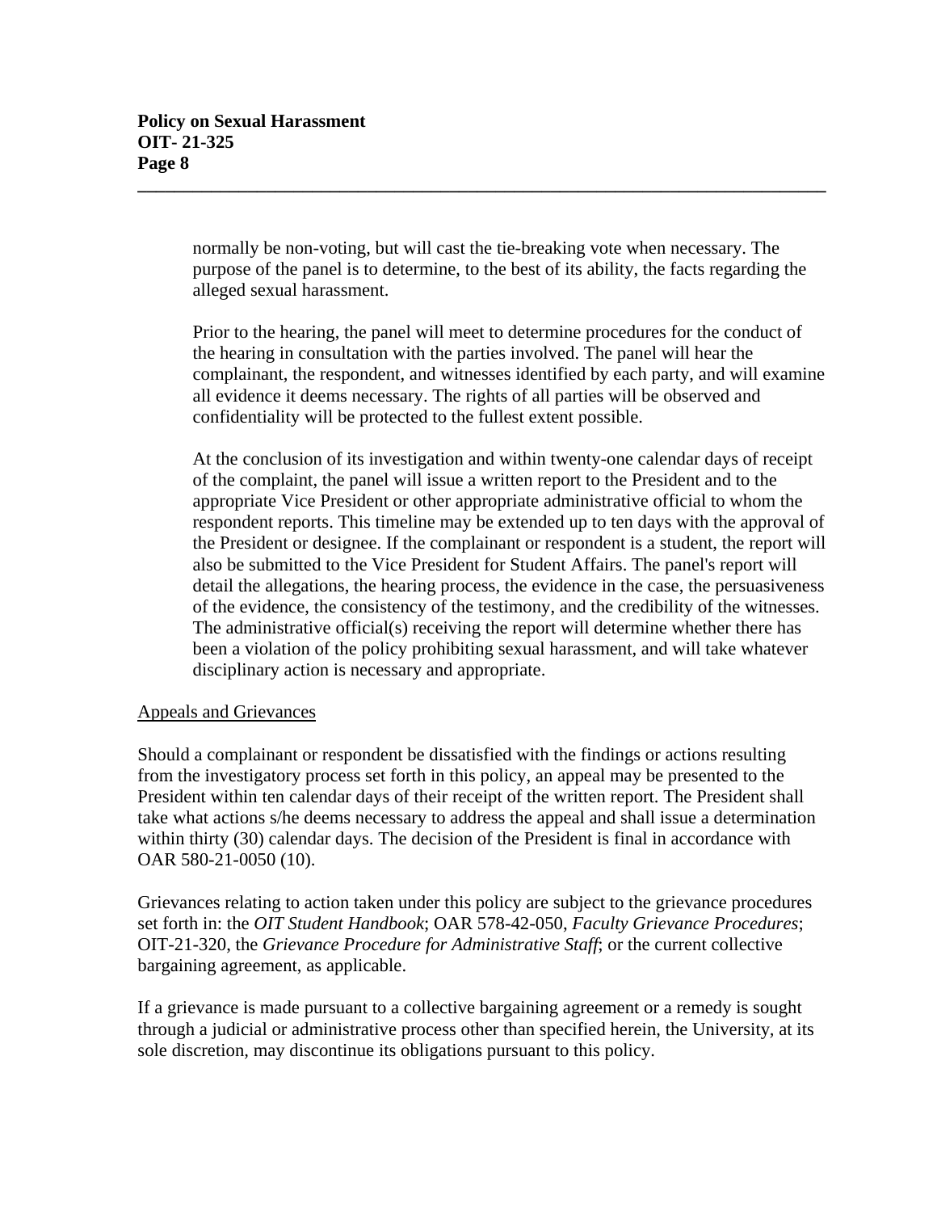normally be non-voting, but will cast the tie-breaking vote when necessary. The purpose of the panel is to determine, to the best of its ability, the facts regarding the alleged sexual harassment.

Prior to the hearing, the panel will meet to determine procedures for the conduct of the hearing in consultation with the parties involved. The panel will hear the complainant, the respondent, and witnesses identified by each party, and will examine all evidence it deems necessary. The rights of all parties will be observed and confidentiality will be protected to the fullest extent possible.

At the conclusion of its investigation and within twenty-one calendar days of receipt of the complaint, the panel will issue a written report to the President and to the appropriate Vice President or other appropriate administrative official to whom the respondent reports. This timeline may be extended up to ten days with the approval of the President or designee. If the complainant or respondent is a student, the report will also be submitted to the Vice President for Student Affairs. The panel's report will detail the allegations, the hearing process, the evidence in the case, the persuasiveness of the evidence, the consistency of the testimony, and the credibility of the witnesses. The administrative official(s) receiving the report will determine whether there has been a violation of the policy prohibiting sexual harassment, and will take whatever disciplinary action is necessary and appropriate.

<u>Appeals and Grievances</u>

Should a complainant or respondent be dissatisfied with the findings or actions resulting from the investigatory process set forth in this policy, an appeal may be presented to the President within ten calendar days of their receipt of the written report. The President shall take what actions s/he deems necessary to address the appeal and shall issue a determination within thirty (30) calendar days. The decision of the President is final in accordance with OAR 580-21-0050 (10).

Grievances relating to action taken under this policy are subject to the grievance procedures set forth in: the *OIT Student Handbook*; OAR 578-42-050, *Faculty Grievance Procedures*; OIT-21-320, the *Grievance Procedure for Administrative Staff*; or the current collective bargaining agreement, as applicable.

If a grievance is made pursuant to a collective bargaining agreement or a remedy is sought through a judicial or administrative process other than specified herein, the University, at its sole discretion, may discontinue its obligations pursuant to this policy.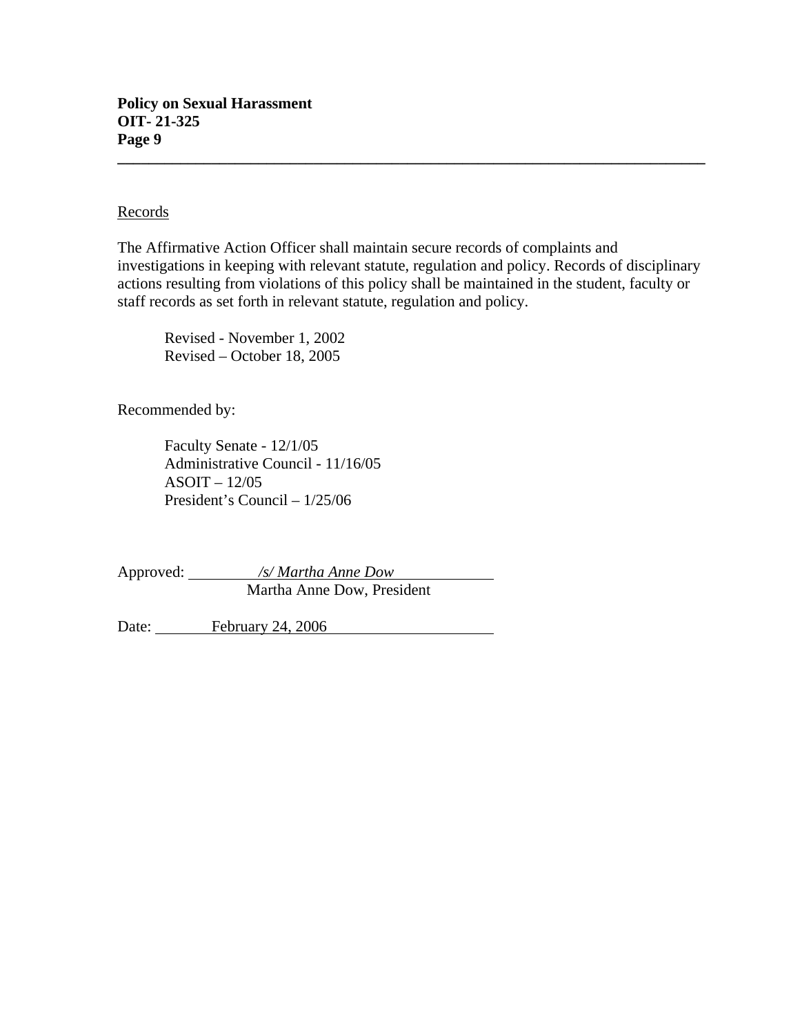Records

The Affirmative Action Officer shall maintain secure records of complaints and investigations in keeping with relevant statute, regulation and policy. Records of disciplinary actions resulting from violations of this policy shall be maintained in the student, faculty or staff records as set forth in relevant statute, regulation and policy.

Revised - November 1, 2002
Revised – October 18, 2005

Recommended by:

Faculty Senate - 12/1/05
Administrative Council - 11/16/05
ASOIT – 12/05
President's Council – 1/25/06

Approved: *<u>/s/ Martha Anne Dow</u>*
Martha Anne Dow, President

Date: February 24, 2006